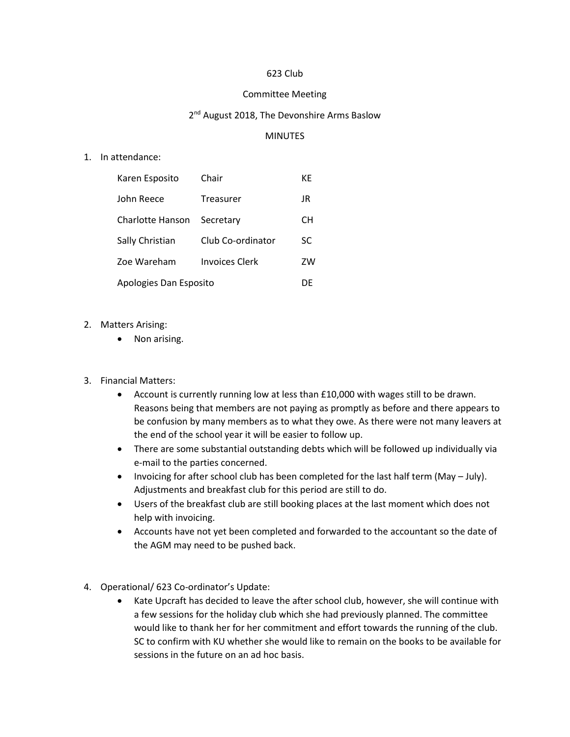623 Club

Committee Meeting

2nd August 2018, The Devonshire Arms Baslow

MINUTES

1. In attendance:

| | | |
|---|---|---|
| Karen Esposito | Chair | KE |
| John Reece | Treasurer | JR |
| Charlotte Hanson | Secretary | CH |
| Sally Christian | Club Co-ordinator | SC |
| Zoe Wareham | Invoices Clerk | ZW |
| Apologies Dan Esposito | | DE |

2. Matters Arising:
   - Non arising.

3. Financial Matters:
   - Account is currently running low at less than £10,000 with wages still to be drawn. Reasons being that members are not paying as promptly as before and there appears to be confusion by many members as to what they owe. As there were not many leavers at the end of the school year it will be easier to follow up.
   - There are some substantial outstanding debts which will be followed up individually via e-mail to the parties concerned.
   - Invoicing for after school club has been completed for the last half term (May – July). Adjustments and breakfast club for this period are still to do.
   - Users of the breakfast club are still booking places at the last moment which does not help with invoicing.
   - Accounts have not yet been completed and forwarded to the accountant so the date of the AGM may need to be pushed back.

4. Operational/ 623 Co-ordinator's Update:
   - Kate Upcraft has decided to leave the after school club, however, she will continue with a few sessions for the holiday club which she had previously planned. The committee would like to thank her for her commitment and effort towards the running of the club. SC to confirm with KU whether she would like to remain on the books to be available for sessions in the future on an ad hoc basis.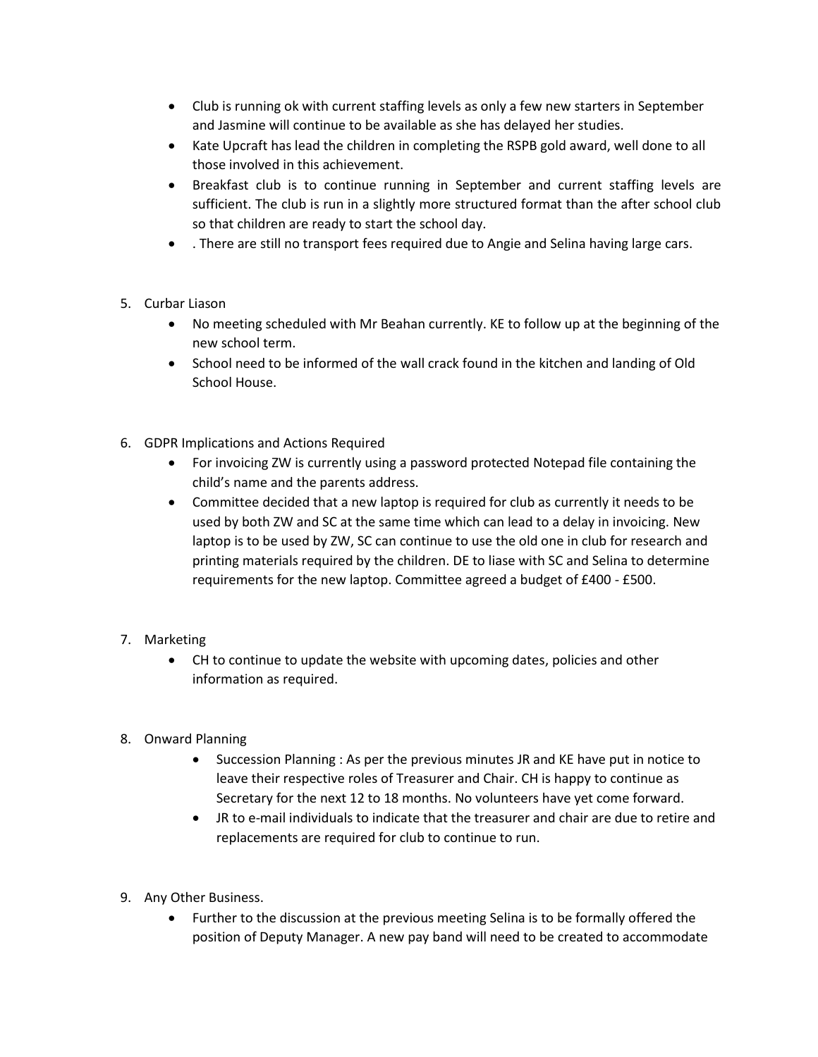- Club is running ok with current staffing levels as only a few new starters in September and Jasmine will continue to be available as she has delayed her studies.
- Kate Upcraft has lead the children in completing the RSPB gold award, well done to all those involved in this achievement.
- Breakfast club is to continue running in September and current staffing levels are sufficient. The club is run in a slightly more structured format than the after school club so that children are ready to start the school day.
- . There are still no transport fees required due to Angie and Selina having large cars.

5. Curbar Liason
   - No meeting scheduled with Mr Beahan currently. KE to follow up at the beginning of the new school term.
   - School need to be informed of the wall crack found in the kitchen and landing of Old School House.

6. GDPR Implications and Actions Required
   - For invoicing ZW is currently using a password protected Notepad file containing the child's name and the parents address.
   - Committee decided that a new laptop is required for club as currently it needs to be used by both ZW and SC at the same time which can lead to a delay in invoicing. New laptop is to be used by ZW, SC can continue to use the old one in club for research and printing materials required by the children. DE to liase with SC and Selina to determine requirements for the new laptop. Committee agreed a budget of £400 - £500.

7. Marketing
   - CH to continue to update the website with upcoming dates, policies and other information as required.

8. Onward Planning
   - Succession Planning : As per the previous minutes JR and KE have put in notice to leave their respective roles of Treasurer and Chair. CH is happy to continue as Secretary for the next 12 to 18 months. No volunteers have yet come forward.
   - JR to e-mail individuals to indicate that the treasurer and chair are due to retire and replacements are required for club to continue to run.

9. Any Other Business.
   - Further to the discussion at the previous meeting Selina is to be formally offered the position of Deputy Manager. A new pay band will need to be created to accommodate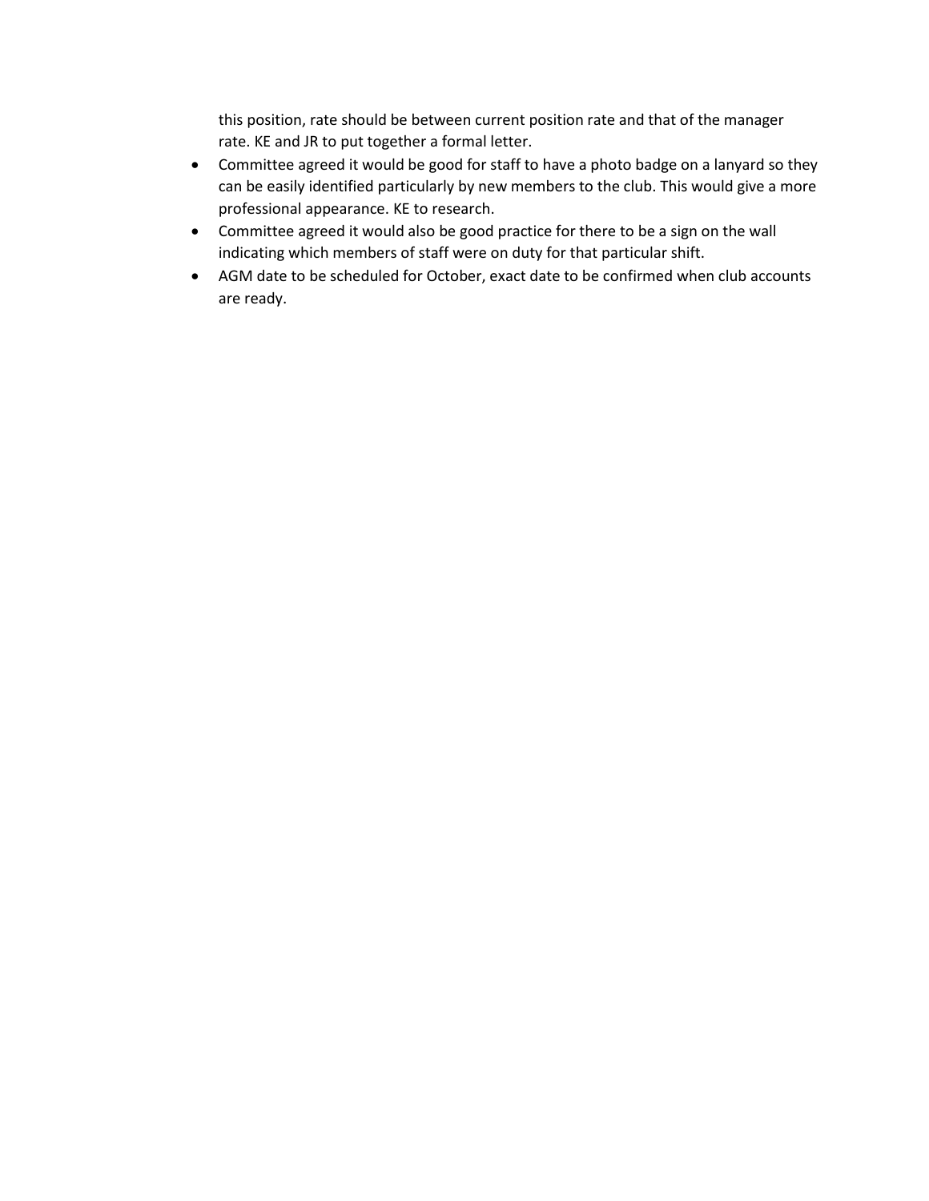this position, rate should be between current position rate and that of the manager rate. KE and JR to put together a formal letter.

- Committee agreed it would be good for staff to have a photo badge on a lanyard so they can be easily identified particularly by new members to the club. This would give a more professional appearance. KE to research.
- Committee agreed it would also be good practice for there to be a sign on the wall indicating which members of staff were on duty for that particular shift.
- AGM date to be scheduled for October, exact date to be confirmed when club accounts are ready.